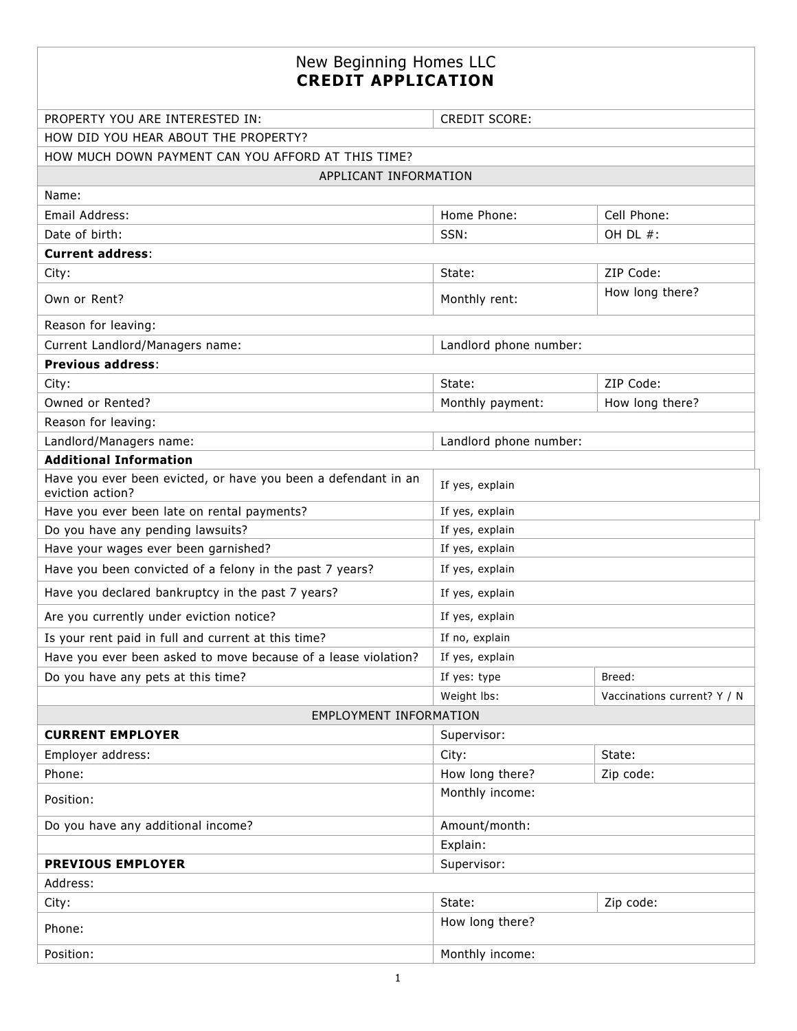# New Beginning Homes LLC
## CREDIT APPLICATION

| | | |
|---|---|---|
| PROPERTY YOU ARE INTERESTED IN: | CREDIT SCORE: | |
| HOW DID YOU HEAR ABOUT THE PROPERTY? | | |
| HOW MUCH DOWN PAYMENT CAN YOU AFFORD AT THIS TIME? | | |
| APPLICANT INFORMATION | | |
| Name: | | |
| Email Address: | Home Phone: | Cell Phone: |
| Date of birth: | SSN: | OH DL #: |
| **Current address**: | | |
| City: | State: | ZIP Code: |
| Own or Rent? | Monthly rent: | How long there? |
| Reason for leaving: | | |
| Current Landlord/Managers name: | Landlord phone number: | |
| **Previous address**: | | |
| City: | State: | ZIP Code: |
| Owned or Rented? | Monthly payment: | How long there? |
| Reason for leaving: | | |
| Landlord/Managers name: | Landlord phone number: | |
| **Additional Information** | | |
| Have you ever been evicted, or have you been a defendant in an eviction action? | If yes, explain | |
| Have you ever been late on rental payments? | If yes, explain | |
| Do you have any pending lawsuits? | If yes, explain | |
| Have your wages ever been garnished? | If yes, explain | |
| Have you been convicted of a felony in the past 7 years? | If yes, explain | |
| Have you declared bankruptcy in the past 7 years? | If yes, explain | |
| Are you currently under eviction notice? | If yes, explain | |
| Is your rent paid in full and current at this time? | If no, explain | |
| Have you ever been asked to move because of a lease violation? | If yes, explain | |
| Do you have any pets at this time? | If yes: type | Breed: |
| | Weight lbs: | Vaccinations current? Y / N |
| EMPLOYMENT INFORMATION | | |
| **CURRENT EMPLOYER** | Supervisor: | |
| Employer address: | City: | State: |
| Phone: | How long there? | Zip code: |
| Position: | Monthly income: | |
| Do you have any additional income? | Amount/month: | |
| | Explain: | |
| **PREVIOUS EMPLOYER** | Supervisor: | |
| Address: | | |
| City: | State: | Zip code: |
| Phone: | How long there? | |
| Position: | Monthly income: | |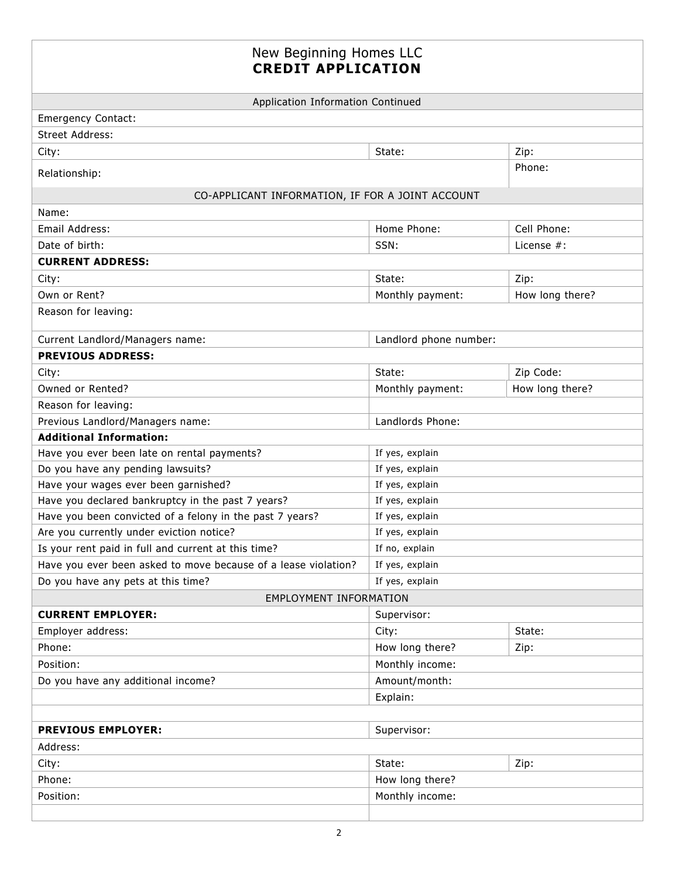# New Beginning Homes LLC
## CREDIT APPLICATION

| | | |
|---|---|---|
| Application Information Continued | | |
| Emergency Contact: | | |
| Street Address: | | |
| City: | State: | Zip: |
| Relationship: | | Phone: |
| CO-APPLICANT INFORMATION, IF FOR A JOINT ACCOUNT | | |
| Name: | | |
| Email Address: | Home Phone: | Cell Phone: |
| Date of birth: | SSN: | License #: |
| **CURRENT ADDRESS:** | | |
| City: | State: | Zip: |
| Own or Rent? | Monthly payment: | How long there? |
| Reason for leaving: | | |
| Current Landlord/Managers name: | Landlord phone number: | |
| **PREVIOUS ADDRESS:** | | |
| City: | State: | Zip Code: |
| Owned or Rented? | Monthly payment: | How long there? |
| Reason for leaving: | | |
| Previous Landlord/Managers name: | Landlords Phone: | |
| **Additional Information:** | | |
| Have you ever been late on rental payments? | If yes, explain | |
| Do you have any pending lawsuits? | If yes, explain | |
| Have your wages ever been garnished? | If yes, explain | |
| Have you declared bankruptcy in the past 7 years? | If yes, explain | |
| Have you been convicted of a felony in the past 7 years? | If yes, explain | |
| Are you currently under eviction notice? | If yes, explain | |
| Is your rent paid in full and current at this time? | If no, explain | |
| Have you ever been asked to move because of a lease violation? | If yes, explain | |
| Do you have any pets at this time? | If yes, explain | |
| EMPLOYMENT INFORMATION | | |
| **CURRENT EMPLOYER:** | Supervisor: | |
| Employer address: | City: | State: |
| Phone: | How long there? | Zip: |
| Position: | Monthly income: | |
| Do you have any additional income? | Amount/month: | |
| | Explain: | |
| | | |
| **PREVIOUS EMPLOYER:** | Supervisor: | |
| Address: | | |
| City: | State: | Zip: |
| Phone: | How long there? | |
| Position: | Monthly income: | |
| | | |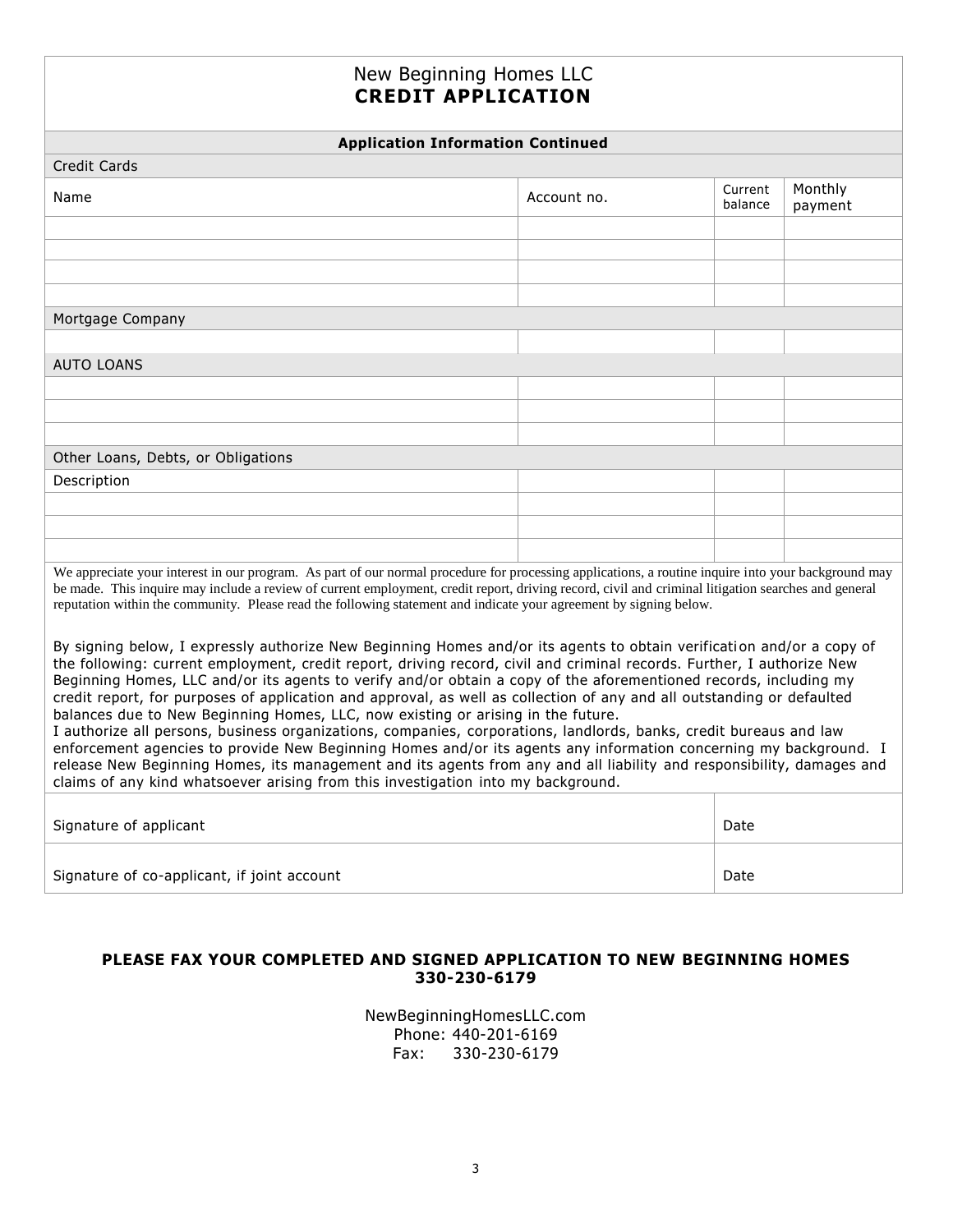# New Beginning Homes LLC
## CREDIT APPLICATION

**Application Information Continued**

| Credit Cards | | | |
|---|---|---|---|
| Name | Account no. | Current balance | Monthly payment |
| | | | |
| | | | |
| | | | |
| | | | |
| Mortgage Company | | | |
| | | | |
| AUTO LOANS | | | |
| | | | |
| | | | |
| | | | |
| Other Loans, Debts, or Obligations | | | |
| Description | | | |
| | | | |
| | | | |
| | | | |

We appreciate your interest in our program. As part of our normal procedure for processing applications, a routine inquire into your background may be made. This inquire may include a review of current employment, credit report, driving record, civil and criminal litigation searches and general reputation within the community. Please read the following statement and indicate your agreement by signing below.

By signing below, I expressly authorize New Beginning Homes and/or its agents to obtain verification and/or a copy of the following: current employment, credit report, driving record, civil and criminal records. Further, I authorize New Beginning Homes, LLC and/or its agents to verify and/or obtain a copy of the aforementioned records, including my credit report, for purposes of application and approval, as well as collection of any and all outstanding or defaulted balances due to New Beginning Homes, LLC, now existing or arising in the future.
I authorize all persons, business organizations, companies, corporations, landlords, banks, credit bureaus and law enforcement agencies to provide New Beginning Homes and/or its agents any information concerning my background. I release New Beginning Homes, its management and its agents from any and all liability and responsibility, damages and claims of any kind whatsoever arising from this investigation into my background.

| | |
|---|---|
| Signature of applicant | Date |
| Signature of co-applicant, if joint account | Date |

**PLEASE FAX YOUR COMPLETED AND SIGNED APPLICATION TO NEW BEGINNING HOMES 330-230-6179**

NewBeginningHomesLLC.com
Phone: 440-201-6169
Fax: 330-230-6179